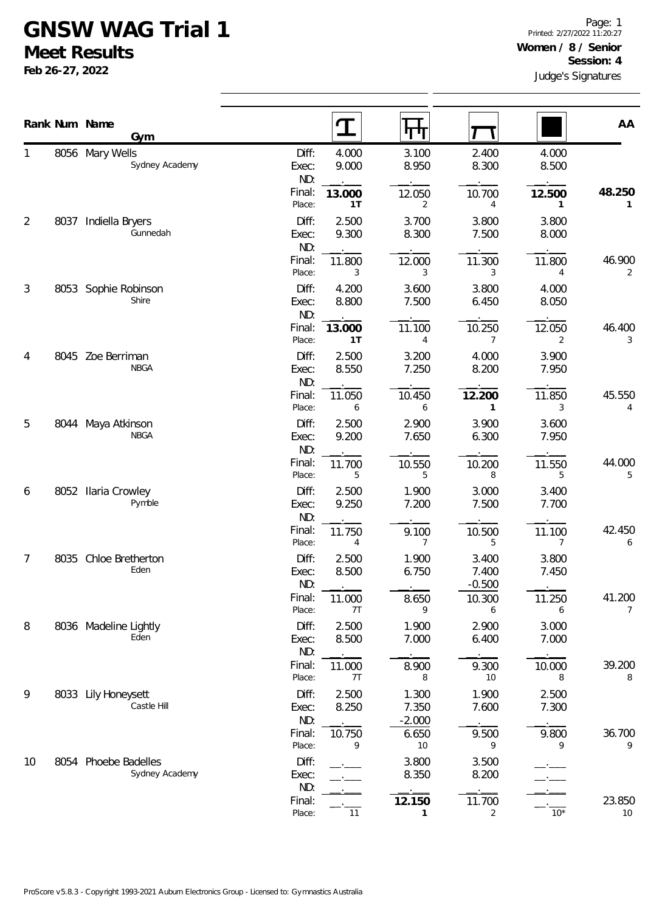# GNSW WAG Trial 1

## Meet Results

**Feb 26-27, 2022**

Printed: 2/27/2022 11:20:27

**Women / 8 / Senior**

**Session: 4**

Judge's Signatures

| Rank | Num | Name / Gym | | Vault | Bars | Beam | Floor | AA |
|---|---|---|---|---|---|---|---|---|
| 1 | 8056 | Mary Wells<br>Sydney Academy | Diff: | 4.000 | 3.100 | 2.400 | 4.000 | |
| | | | Exec: | 9.000 | 8.950 | 8.300 | 8.500 | |
| | | | ND: | . | . | . | . | |
| | | | Final: | **13.000** | 12.050 | 10.700 | **12.500** | **48.250** |
| | | | Place: | **1T** | 2 | 4 | **1** | **1** |
| 2 | 8037 | Indiella Bryers<br>Gunnedah | Diff: | 2.500 | 3.700 | 3.800 | 3.800 | |
| | | | Exec: | 9.300 | 8.300 | 7.500 | 8.000 | |
| | | | ND: | . | . | . | . | |
| | | | Final: | 11.800 | 12.000 | 11.300 | 11.800 | 46.900 |
| | | | Place: | 3 | 3 | 3 | 4 | 2 |
| 3 | 8053 | Sophie Robinson<br>Shire | Diff: | 4.200 | 3.600 | 3.800 | 4.000 | |
| | | | Exec: | 8.800 | 7.500 | 6.450 | 8.050 | |
| | | | ND: | . | . | . | . | |
| | | | Final: | **13.000** | 11.100 | 10.250 | 12.050 | 46.400 |
| | | | Place: | **1T** | 4 | 7 | 2 | 3 |
| 4 | 8045 | Zoe Berriman<br>NBGA | Diff: | 2.500 | 3.200 | 4.000 | 3.900 | |
| | | | Exec: | 8.550 | 7.250 | 8.200 | 7.950 | |
| | | | ND: | . | . | . | . | |
| | | | Final: | 11.050 | 10.450 | **12.200** | 11.850 | 45.550 |
| | | | Place: | 6 | 6 | **1** | 3 | 4 |
| 5 | 8044 | Maya Atkinson<br>NBGA | Diff: | 2.500 | 2.900 | 3.900 | 3.600 | |
| | | | Exec: | 9.200 | 7.650 | 6.300 | 7.950 | |
| | | | ND: | . | . | . | . | |
| | | | Final: | 11.700 | 10.550 | 10.200 | 11.550 | 44.000 |
| | | | Place: | 5 | 5 | 8 | 5 | 5 |
| 6 | 8052 | Ilaria Crowley<br>Pymble | Diff: | 2.500 | 1.900 | 3.000 | 3.400 | |
| | | | Exec: | 9.250 | 7.200 | 7.500 | 7.700 | |
| | | | ND: | . | . | . | . | |
| | | | Final: | 11.750 | 9.100 | 10.500 | 11.100 | 42.450 |
| | | | Place: | 4 | 7 | 5 | 7 | 6 |
| 7 | 8035 | Chloe Bretherton<br>Eden | Diff: | 2.500 | 1.900 | 3.400 | 3.800 | |
| | | | Exec: | 8.500 | 6.750 | 7.400 | 7.450 | |
| | | | ND: | . | . | -0.500 | . | |
| | | | Final: | 11.000 | 8.650 | 10.300 | 11.250 | 41.200 |
| | | | Place: | 7T | 9 | 6 | 6 | 7 |
| 8 | 8036 | Madeline Lightly<br>Eden | Diff: | 2.500 | 1.900 | 2.900 | 3.000 | |
| | | | Exec: | 8.500 | 7.000 | 6.400 | 7.000 | |
| | | | ND: | . | . | . | . | |
| | | | Final: | 11.000 | 8.900 | 9.300 | 10.000 | 39.200 |
| | | | Place: | 7T | 8 | 10 | 8 | 8 |
| 9 | 8033 | Lily Honeysett<br>Castle Hill | Diff: | 2.500 | 1.300 | 1.900 | 2.500 | |
| | | | Exec: | 8.250 | 7.350 | 7.600 | 7.300 | |
| | | | ND: | . | -2.000 | . | . | |
| | | | Final: | 10.750 | 6.650 | 9.500 | 9.800 | 36.700 |
| | | | Place: | 9 | 10 | 9 | 9 | 9 |
| 10 | 8054 | Phoebe Badelles<br>Sydney Academy | Diff: | . | 3.800 | 3.500 | . | |
| | | | Exec: | . | 8.350 | 8.200 | . | |
| | | | ND: | . | . | . | . | |
| | | | Final: | . | **12.150** | 11.700 | . | 23.850 |
| | | | Place: | 11 | **1** | 2 | 10* | 10 |

ProScore v5.8.3 - Copyright 1993-2021 Auburn Electronics Group - Licensed to: Gymnastics Australia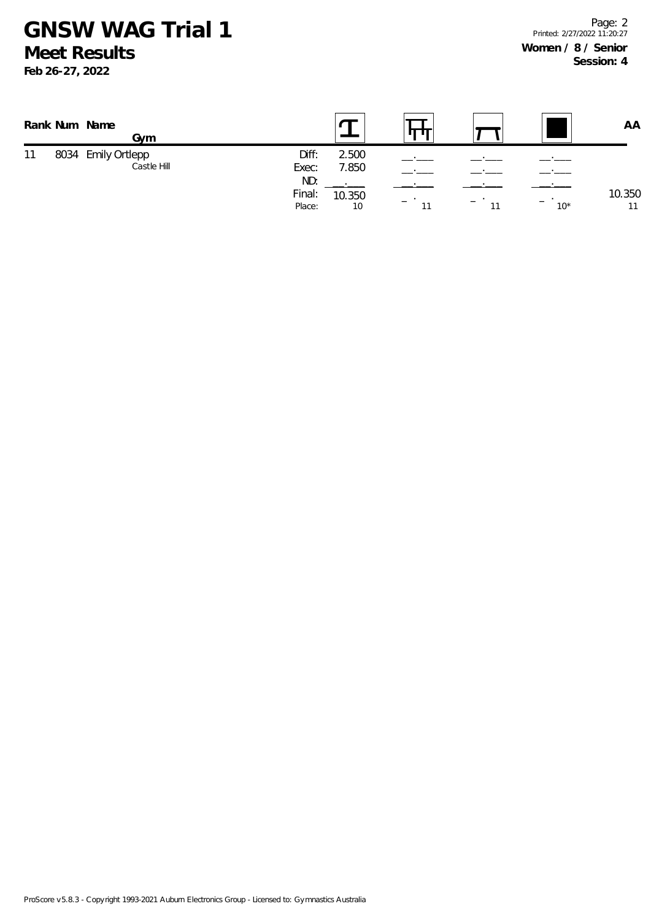# GNSW WAG Trial 1

## Meet Results

**Feb 26-27, 2022**

**Women / 8 / Senior**
**Session: 4**

| Rank | Num | Name / Gym | | Vault | Bars | Beam | Floor | AA |
|---|---|---|---|---|---|---|---|---|
| 11 | 8034 | Emily Ortlepp | Diff: | 2.500 | __.___ | __.___ | __.___ | |
| | | Castle Hill | Exec: | 7.850 | __.___ | __.___ | __.___ | |
| | | | ND: | __.___ | __.___ | __.___ | __.___ | |
| | | | Final: | 10.350 | _ . | _ . | _ . | 10.350 |
| | | | Place: | 10 | 11 | 11 | 10* | 11 |

ProScore v5.8.3 - Copyright 1993-2021 Auburn Electronics Group - Licensed to: Gymnastics Australia